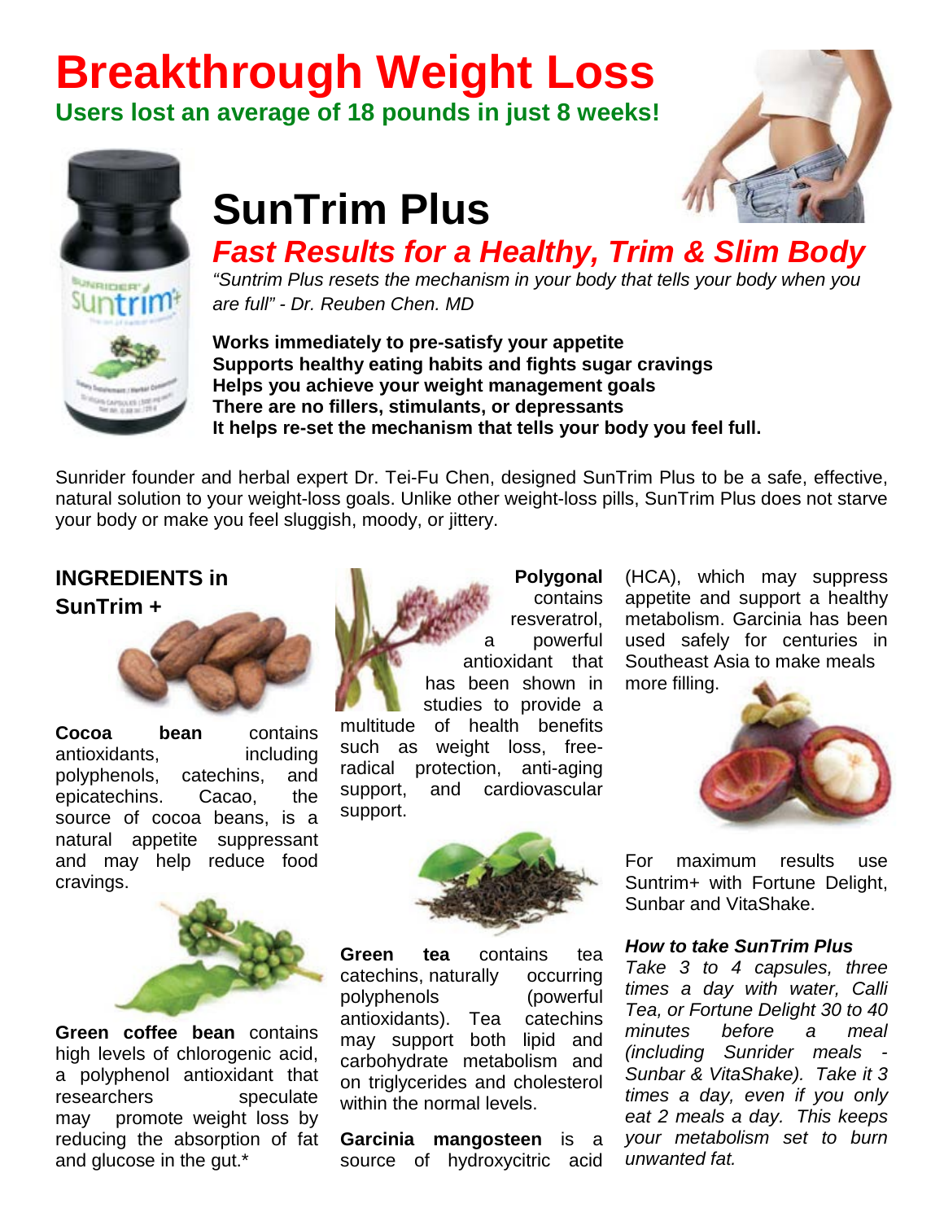# Breakthrough Weight Loss

**Users lost an average of 18 pounds in just 8 weeks!**

# SunTrim Plus

## *Fast Results for a Healthy, Trim & Slim Body*

*"Suntrim Plus resets the mechanism in your body that tells your body when you are full" - Dr. Reuben Chen. MD*

**Works immediately to pre-satisfy your appetite**
**Supports healthy eating habits and fights sugar cravings**
**Helps you achieve your weight management goals**
**There are no fillers, stimulants, or depressants**
**It helps re-set the mechanism that tells your body you feel full.**

Sunrider founder and herbal expert Dr. Tei-Fu Chen, designed SunTrim Plus to be a safe, effective, natural solution to your weight-loss goals. Unlike other weight-loss pills, SunTrim Plus does not starve your body or make you feel sluggish, moody, or jittery.

### INGREDIENTS in SunTrim +

**Cocoa bean** contains antioxidants, including polyphenols, catechins, and epicatechins. Cacao, the source of cocoa beans, is a natural appetite suppressant and may help reduce food cravings.

**Green coffee bean** contains high levels of chlorogenic acid, a polyphenol antioxidant that researchers speculate may promote weight loss by reducing the absorption of fat and glucose in the gut.*

**Polygonal** contains resveratrol, a powerful antioxidant that has been shown in studies to provide a multitude of health benefits such as weight loss, free-radical protection, anti-aging support, and cardiovascular support.

**Green tea** contains tea catechins, naturally occurring polyphenols (powerful antioxidants). Tea catechins may support both lipid and carbohydrate metabolism and on triglycerides and cholesterol within the normal levels.

**Garcinia mangosteen** is a source of hydroxycitric acid (HCA), which may suppress appetite and support a healthy metabolism. Garcinia has been used safely for centuries in Southeast Asia to make meals more filling.

For maximum results use Suntrim+ with Fortune Delight, Sunbar and VitaShake.

***How to take SunTrim Plus***

*Take 3 to 4 capsules, three times a day with water, Calli Tea, or Fortune Delight 30 to 40 minutes before a meal (including Sunrider meals - Sunbar & VitaShake). Take it 3 times a day, even if you only eat 2 meals a day. This keeps your metabolism set to burn unwanted fat.*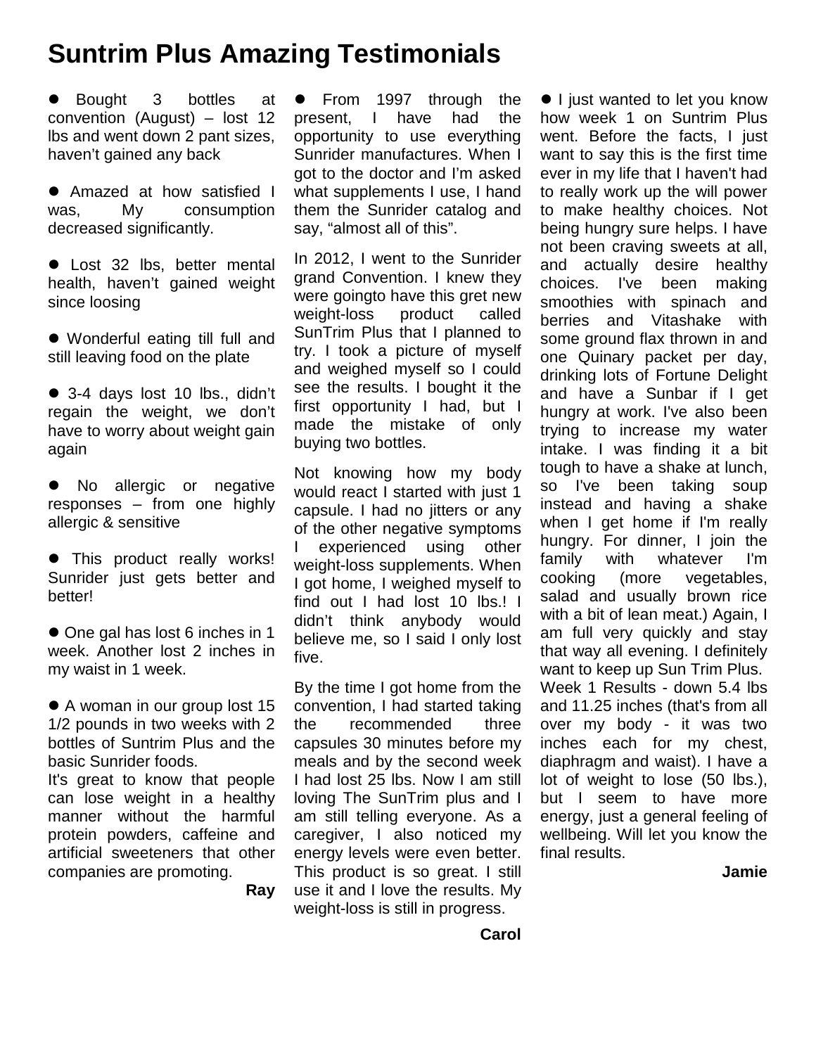# Suntrim Plus Amazing Testimonials

- Bought 3 bottles at convention (August) – lost 12 lbs and went down 2 pant sizes, haven't gained any back

- Amazed at how satisfied I was, My consumption decreased significantly.

- Lost 32 lbs, better mental health, haven't gained weight since loosing

- Wonderful eating till full and still leaving food on the plate

- 3-4 days lost 10 lbs., didn't regain the weight, we don't have to worry about weight gain again

- No allergic or negative responses – from one highly allergic & sensitive

- This product really works! Sunrider just gets better and better!

- One gal has lost 6 inches in 1 week. Another lost 2 inches in my waist in 1 week.

- A woman in our group lost 15 1/2 pounds in two weeks with 2 bottles of Suntrim Plus and the basic Sunrider foods.

It's great to know that people can lose weight in a healthy manner without the harmful protein powders, caffeine and artificial sweeteners that other companies are promoting.

**Ray**

- From 1997 through the present, I have had the opportunity to use everything Sunrider manufactures. When I got to the doctor and I'm asked what supplements I use, I hand them the Sunrider catalog and say, "almost all of this".

In 2012, I went to the Sunrider grand Convention. I knew they were goingto have this gret new weight-loss product called SunTrim Plus that I planned to try. I took a picture of myself and weighed myself so I could see the results. I bought it the first opportunity I had, but I made the mistake of only buying two bottles.

Not knowing how my body would react I started with just 1 capsule. I had no jitters or any of the other negative symptoms I experienced using other weight-loss supplements. When I got home, I weighed myself to find out I had lost 10 lbs.! I didn't think anybody would believe me, so I said I only lost five.

By the time I got home from the convention, I had started taking the recommended three capsules 30 minutes before my meals and by the second week I had lost 25 lbs. Now I am still loving The SunTrim plus and I am still telling everyone. As a caregiver, I also noticed my energy levels were even better. This product is so great. I still use it and I love the results. My weight-loss is still in progress.

**Carol**

- I just wanted to let you know how week 1 on Suntrim Plus went. Before the facts, I just want to say this is the first time ever in my life that I haven't had to really work up the will power to make healthy choices. Not being hungry sure helps. I have not been craving sweets at all, and actually desire healthy choices. I've been making smoothies with spinach and berries and Vitashake with some ground flax thrown in and one Quinary packet per day, drinking lots of Fortune Delight and have a Sunbar if I get hungry at work. I've also been trying to increase my water intake. I was finding it a bit tough to have a shake at lunch, so I've been taking soup instead and having a shake when I get home if I'm really hungry. For dinner, I join the family with whatever I'm cooking (more vegetables, salad and usually brown rice with a bit of lean meat.) Again, I am full very quickly and stay that way all evening. I definitely want to keep up Sun Trim Plus.

Week 1 Results - down 5.4 lbs and 11.25 inches (that's from all over my body - it was two inches each for my chest, diaphragm and waist). I have a lot of weight to lose (50 lbs.), but I seem to have more energy, just a general feeling of wellbeing. Will let you know the final results.

**Jamie**